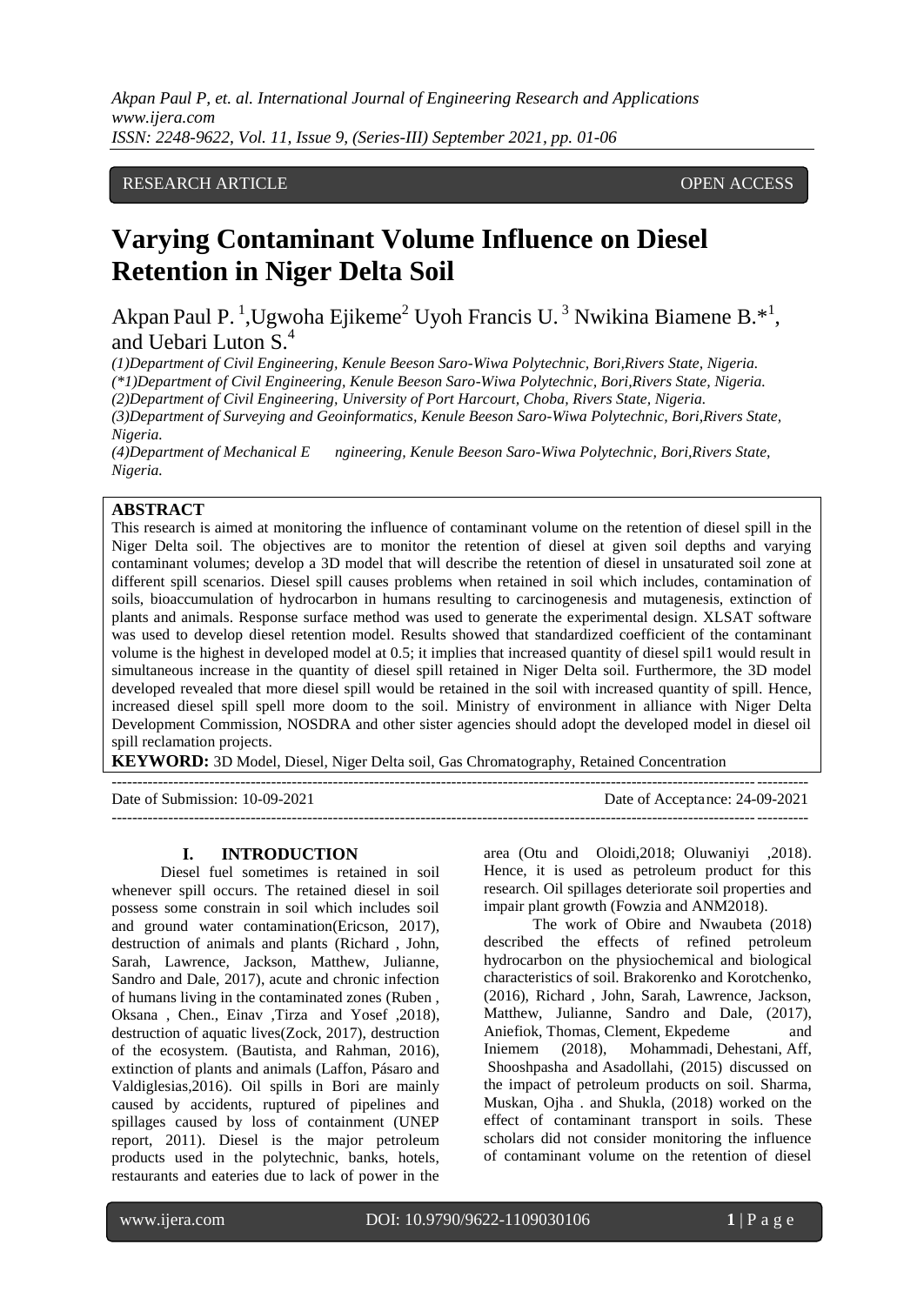RESEARCH ARTICLE OPEN ACCESS

# Varying Contaminant Volume Influence on Diesel Retention in Niger Delta Soil

Akpan Paul P. [1], Ugwoha Ejikeme[2] Uyoh Francis U. [3] Nwikina Biamene B.*[1], and Uebari Luton S.[4]

*(1)Department of Civil Engineering, Kenule Beeson Saro-Wiwa Polytechnic, Bori,Rivers State, Nigeria.*
*(\*1)Department of Civil Engineering, Kenule Beeson Saro-Wiwa Polytechnic, Bori,Rivers State, Nigeria.*
*(2)Department of Civil Engineering, University of Port Harcourt, Choba, Rivers State, Nigeria.*
*(3)Department of Surveying and Geoinformatics, Kenule Beeson Saro-Wiwa Polytechnic, Bori,Rivers State, Nigeria.*
*(4)Department of Mechanical Engineering, Kenule Beeson Saro-Wiwa Polytechnic, Bori,Rivers State, Nigeria.*

## ABSTRACT

This research is aimed at monitoring the influence of contaminant volume on the retention of diesel spill in the Niger Delta soil. The objectives are to monitor the retention of diesel at given soil depths and varying contaminant volumes; develop a 3D model that will describe the retention of diesel in unsaturated soil zone at different spill scenarios. Diesel spill causes problems when retained in soil which includes, contamination of soils, bioaccumulation of hydrocarbon in humans resulting to carcinogenesis and mutagenesis, extinction of plants and animals. Response surface method was used to generate the experimental design. XLSAT software was used to develop diesel retention model. Results showed that standardized coefficient of the contaminant volume is the highest in developed model at 0.5; it implies that increased quantity of diesel spil1 would result in simultaneous increase in the quantity of diesel spill retained in Niger Delta soil. Furthermore, the 3D model developed revealed that more diesel spill would be retained in the soil with increased quantity of spill. Hence, increased diesel spill spell more doom to the soil. Ministry of environment in alliance with Niger Delta Development Commission, NOSDRA and other sister agencies should adopt the developed model in diesel oil spill reclamation projects.

**KEYWORD:** 3D Model, Diesel, Niger Delta soil, Gas Chromatography, Retained Concentration

---

Date of Submission: 10-09-2021 Date of Acceptance: 24-09-2021

---

## I. INTRODUCTION

Diesel fuel sometimes is retained in soil whenever spill occurs. The retained diesel in soil possess some constrain in soil which includes soil and ground water contamination(Ericson, 2017), destruction of animals and plants (Richard , John, Sarah, Lawrence, Jackson, Matthew, Julianne, Sandro and Dale, 2017), acute and chronic infection of humans living in the contaminated zones (Ruben , Oksana , Chen., Einav ,Tirza and Yosef ,2018), destruction of aquatic lives(Zock, 2017), destruction of the ecosystem. (Bautista, and Rahman, 2016), extinction of plants and animals (Laffon, Pásaro and Valdiglesias,2016). Oil spills in Bori are mainly caused by accidents, ruptured of pipelines and spillages caused by loss of containment (UNEP report, 2011). Diesel is the major petroleum products used in the polytechnic, banks, hotels, restaurants and eateries due to lack of power in the area (Otu and Oloidi,2018; Oluwaniyi ,2018). Hence, it is used as petroleum product for this research. Oil spillages deteriorate soil properties and impair plant growth (Fowzia and ANM2018).

The work of Obire and Nwaubeta (2018) described the effects of refined petroleum hydrocarbon on the physiochemical and biological characteristics of soil. Brakorenko and Korotchenko, (2016), Richard , John, Sarah, Lawrence, Jackson, Matthew, Julianne, Sandro and Dale, (2017), Aniefiok, Thomas, Clement, Ekpedeme and Iniemem (2018), Mohammadi, Dehestani, Aff, Shooshpasha and Asadollahi, (2015) discussed on the impact of petroleum products on soil. Sharma, Muskan, Ojha . and Shukla, (2018) worked on the effect of contaminant transport in soils. These scholars did not consider monitoring the influence of contaminant volume on the retention of diesel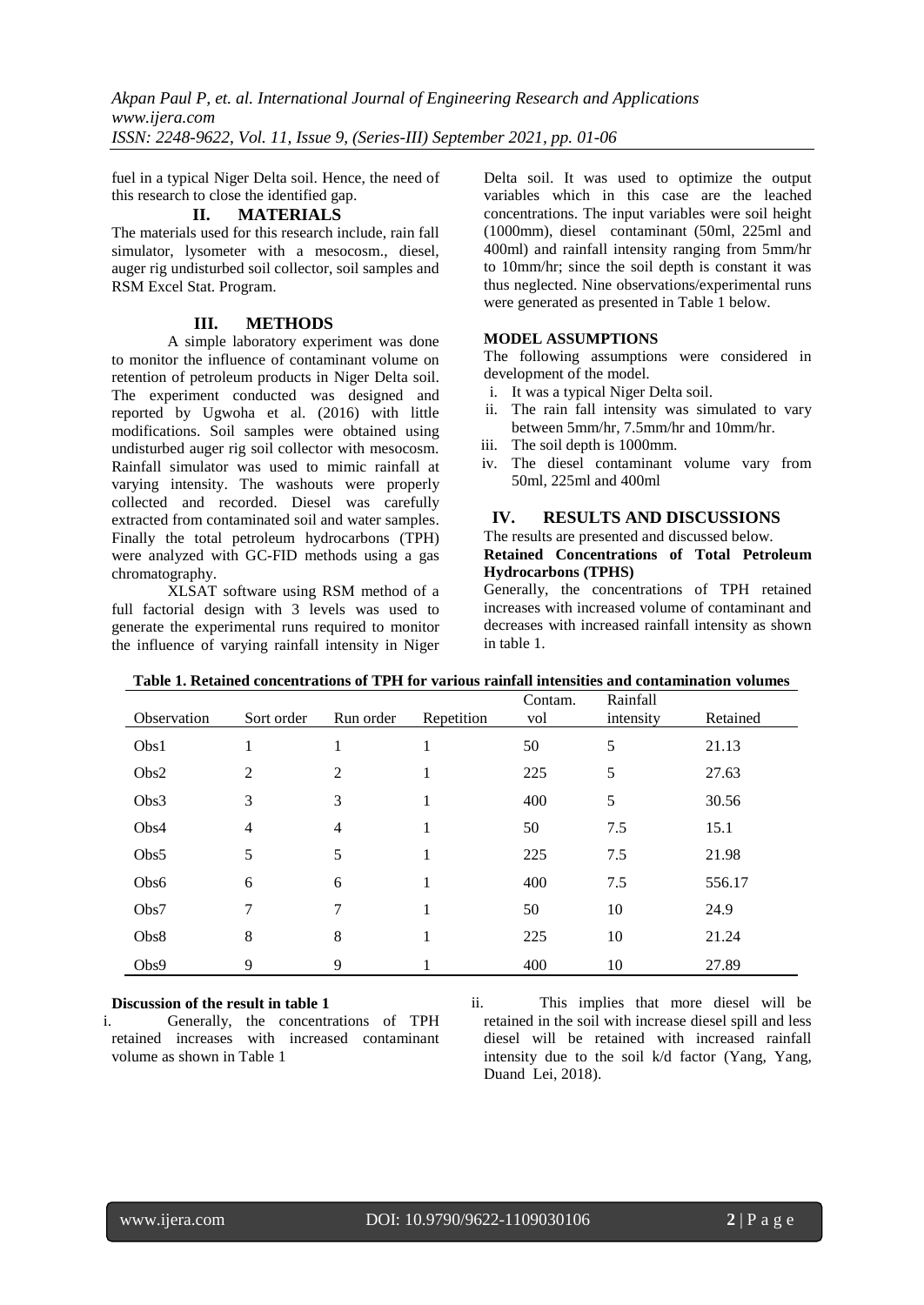fuel in a typical Niger Delta soil. Hence, the need of this research to close the identified gap.

## II. MATERIALS

The materials used for this research include, rain fall simulator, lysometer with a mesocosm., diesel, auger rig undisturbed soil collector, soil samples and RSM Excel Stat. Program.

## III. METHODS

A simple laboratory experiment was done to monitor the influence of contaminant volume on retention of petroleum products in Niger Delta soil. The experiment conducted was designed and reported by Ugwoha et al. (2016) with little modifications. Soil samples were obtained using undisturbed auger rig soil collector with mesocosm. Rainfall simulator was used to mimic rainfall at varying intensity. The washouts were properly collected and recorded. Diesel was carefully extracted from contaminated soil and water samples. Finally the total petroleum hydrocarbons (TPH) were analyzed with GC-FID methods using a gas chromatography.

XLSAT software using RSM method of a full factorial design with 3 levels was used to generate the experimental runs required to monitor the influence of varying rainfall intensity in Niger Delta soil. It was used to optimize the output variables which in this case are the leached concentrations. The input variables were soil height (1000mm), diesel contaminant (50ml, 225ml and 400ml) and rainfall intensity ranging from 5mm/hr to 10mm/hr; since the soil depth is constant it was thus neglected. Nine observations/experimental runs were generated as presented in Table 1 below.

### MODEL ASSUMPTIONS

The following assumptions were considered in development of the model.

i. It was a typical Niger Delta soil.
ii. The rain fall intensity was simulated to vary between 5mm/hr, 7.5mm/hr and 10mm/hr.
iii. The soil depth is 1000mm.
iv. The diesel contaminant volume vary from 50ml, 225ml and 400ml

## IV. RESULTS AND DISCUSSIONS

The results are presented and discussed below.

**Retained Concentrations of Total Petroleum Hydrocarbons (TPHS)**

Generally, the concentrations of TPH retained increases with increased volume of contaminant and decreases with increased rainfall intensity as shown in table 1.

**Table 1. Retained concentrations of TPH for various rainfall intensities and contamination volumes**

| Observation | Sort order | Run order | Repetition | Contam. vol | Rainfall intensity | Retained |
|---|---|---|---|---|---|---|
| Obs1 | 1 | 1 | 1 | 50 | 5 | 21.13 |
| Obs2 | 2 | 2 | 1 | 225 | 5 | 27.63 |
| Obs3 | 3 | 3 | 1 | 400 | 5 | 30.56 |
| Obs4 | 4 | 4 | 1 | 50 | 7.5 | 15.1 |
| Obs5 | 5 | 5 | 1 | 225 | 7.5 | 21.98 |
| Obs6 | 6 | 6 | 1 | 400 | 7.5 | 556.17 |
| Obs7 | 7 | 7 | 1 | 50 | 10 | 24.9 |
| Obs8 | 8 | 8 | 1 | 225 | 10 | 21.24 |
| Obs9 | 9 | 9 | 1 | 400 | 10 | 27.89 |

**Discussion of the result in table 1**

i. Generally, the concentrations of TPH retained increases with increased contaminant volume as shown in Table 1

ii. This implies that more diesel will be retained in the soil with increase diesel spill and less diesel will be retained with increased rainfall intensity due to the soil k/d factor (Yang, Yang, Duand Lei, 2018).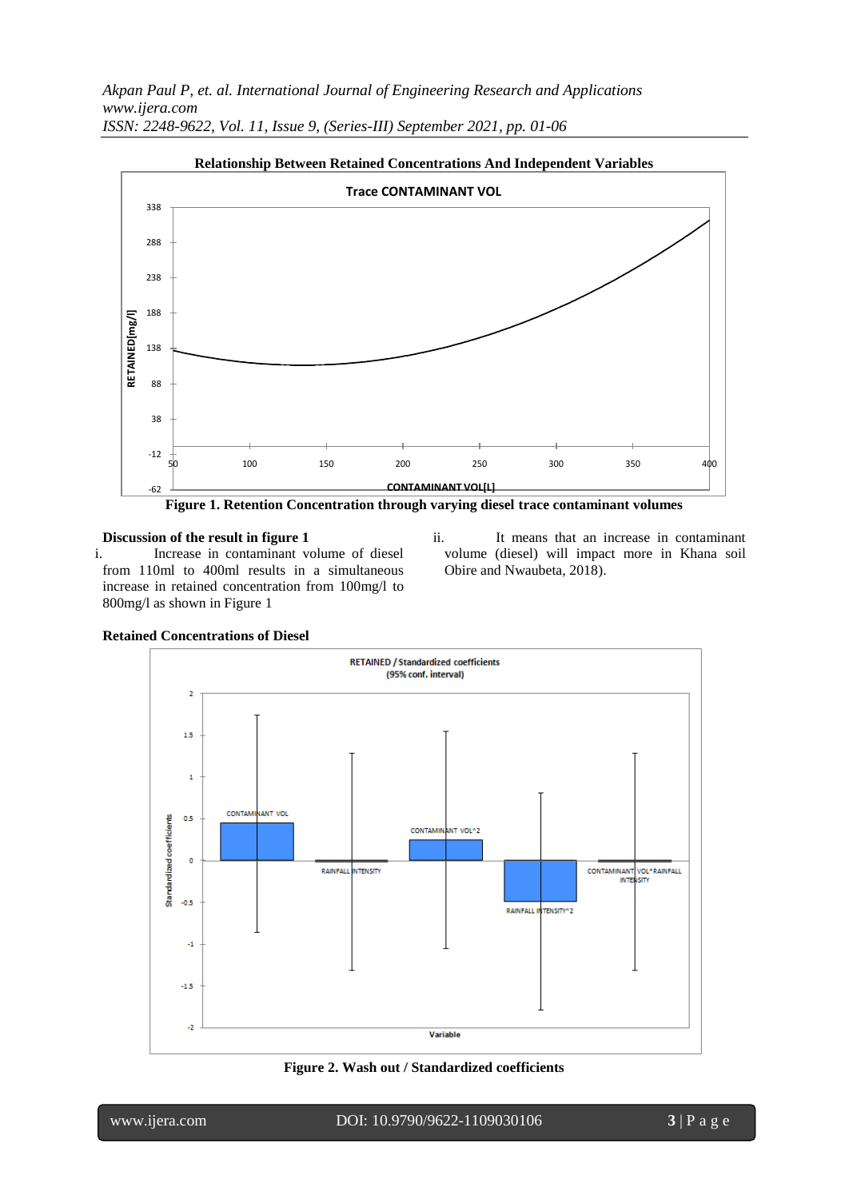**Relationship Between Retained Concentrations And Independent Variables**

**Figure 1. Retention Concentration through varying diesel trace contaminant volumes**

**Discussion of the result in figure 1**

i. Increase in contaminant volume of diesel from 110ml to 400ml results in a simultaneous increase in retained concentration from 100mg/l to 800mg/l as shown in Figure 1

ii. It means that an increase in contaminant volume (diesel) will impact more in Khana soil Obire and Nwaubeta, 2018).

**Retained Concentrations of Diesel**

**Figure 2. Wash out / Standardized coefficients**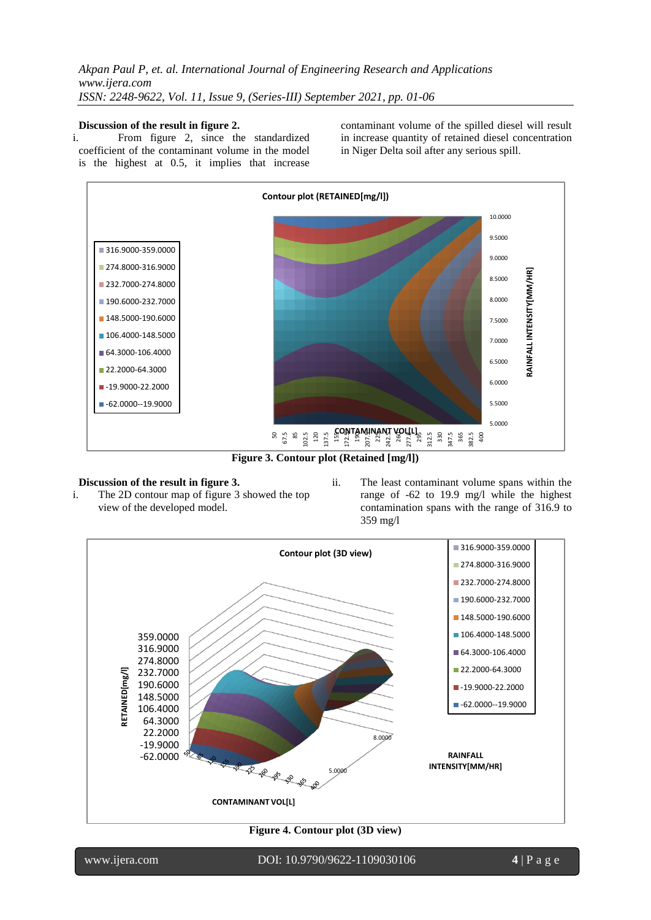**Discussion of the result in figure 2.**

i. From figure 2, since the standardized coefficient of the contaminant volume in the model is the highest at 0.5, it implies that increase contaminant volume of the spilled diesel will result in increase quantity of retained diesel concentration in Niger Delta soil after any serious spill.

Figure 3. Contour plot (Retained [mg/l])

**Discussion of the result in figure 3.**

i. The 2D contour map of figure 3 showed the top view of the developed model.

ii. The least contaminant volume spans within the range of -62 to 19.9 mg/l while the highest contamination spans with the range of 316.9 to 359 mg/l

Figure 4. Contour plot (3D view)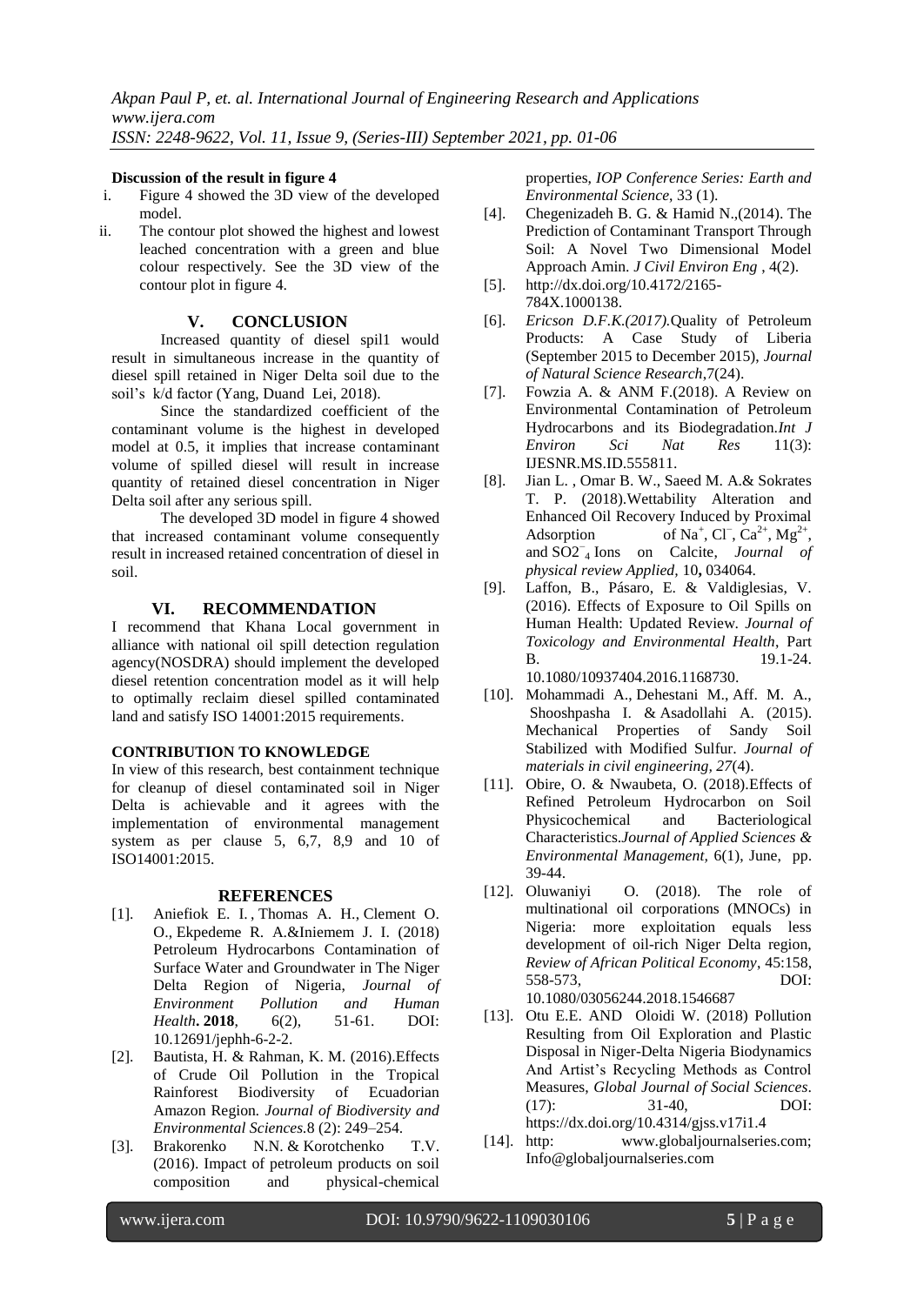**Discussion of the result in figure 4**

i. Figure 4 showed the 3D view of the developed model.
ii. The contour plot showed the highest and lowest leached concentration with a green and blue colour respectively. See the 3D view of the contour plot in figure 4.

## V. CONCLUSION

Increased quantity of diesel spil1 would result in simultaneous increase in the quantity of diesel spill retained in Niger Delta soil due to the soil's k/d factor (Yang, Duand Lei, 2018).

Since the standardized coefficient of the contaminant volume is the highest in developed model at 0.5, it implies that increase contaminant volume of spilled diesel will result in increase quantity of retained diesel concentration in Niger Delta soil after any serious spill.

The developed 3D model in figure 4 showed that increased contaminant volume consequently result in increased retained concentration of diesel in soil.

## VI. RECOMMENDATION

I recommend that Khana Local government in alliance with national oil spill detection regulation agency(NOSDRA) should implement the developed diesel retention concentration model as it will help to optimally reclaim diesel spilled contaminated land and satisfy ISO 14001:2015 requirements.

**CONTRIBUTION TO KNOWLEDGE**

In view of this research, best containment technique for cleanup of diesel contaminated soil in Niger Delta is achievable and it agrees with the implementation of environmental management system as per clause 5, 6,7, 8,9 and 10 of ISO14001:2015.

## REFERENCES

[1]. Aniefiok E. I. , Thomas A. H., Clement O. O., Ekpedeme R. A.&Iniemem J. I. (2018) Petroleum Hydrocarbons Contamination of Surface Water and Groundwater in The Niger Delta Region of Nigeria, *Journal of Environment Pollution and Human Health***. 2018**, 6(2), 51-61. DOI: 10.12691/jephh-6-2-2.

[2]. Bautista, H. & Rahman, K. M. (2016).Effects of Crude Oil Pollution in the Tropical Rainforest Biodiversity of Ecuadorian Amazon Region. *Journal of Biodiversity and Environmental Sciences.*8 (2): 249–254.

[3]. Brakorenko N.N. & Korotchenko T.V. (2016). Impact of petroleum products on soil composition and physical-chemical properties, *IOP Conference Series: Earth and Environmental Science*, 33 (1).

[4]. Chegenizadeh B. G. & Hamid N.,(2014). The Prediction of Contaminant Transport Through Soil: A Novel Two Dimensional Model Approach Amin. *J Civil Environ Eng* , 4(2).

[5]. http://dx.doi.org/10.4172/2165-784X.1000138.

[6]. *Ericson D.F.K.(2017).*Quality of Petroleum Products: A Case Study of Liberia (September 2015 to December 2015), *Journal of Natural Science Research*,7(24).

[7]. Fowzia A. & ANM F.(2018). A Review on Environmental Contamination of Petroleum Hydrocarbons and its Biodegradation.*Int J Environ Sci Nat Res* 11(3): IJESNR.MS.ID.555811.

[8]. Jian L. , Omar B. W., Saeed M. A.& Sokrates T. P. (2018).Wettability Alteration and Enhanced Oil Recovery Induced by Proximal Adsorption of $Na^+$, $Cl^-$, $Ca^{2+}$, $Mg^{2+}$, and $SO2^-_4$ Ions on Calcite, *Journal of physical review Applied,* 10**,** 034064.

[9]. Laffon, B., Pásaro, E. & Valdiglesias, V. (2016). Effects of Exposure to Oil Spills on Human Health: Updated Review. *Journal of Toxicology and Environmental Health*, Part B. 19.1-24. 10.1080/10937404.2016.1168730.

[10]. Mohammadi A., Dehestani M., Aff. M. A., Shooshpasha I. & Asadollahi A. (2015). Mechanical Properties of Sandy Soil Stabilized with Modified Sulfur. *Journal of materials in civil engineering, 27*(4).

[11]. Obire, O. & Nwaubeta, O. (2018).Effects of Refined Petroleum Hydrocarbon on Soil Physicochemical and Bacteriological Characteristics.*Journal of Applied Sciences & Environmental Management,* 6(1), June, pp. 39-44.

[12]. Oluwaniyi O. (2018). The role of multinational oil corporations (MNOCs) in Nigeria: more exploitation equals less development of oil-rich Niger Delta region, *Review of African Political Economy*, 45:158, 558-573, DOI: 10.1080/03056244.2018.1546687

[13]. Otu E.E. AND Oloidi W. (2018) Pollution Resulting from Oil Exploration and Plastic Disposal in Niger-Delta Nigeria Biodynamics And Artist's Recycling Methods as Control Measures, *Global Journal of Social Sciences*. (17): 31-40, DOI: https://dx.doi.org/10.4314/gjss.v17i1.4

[14]. http: www.globaljournalseries.com; Info@globaljournalseries.com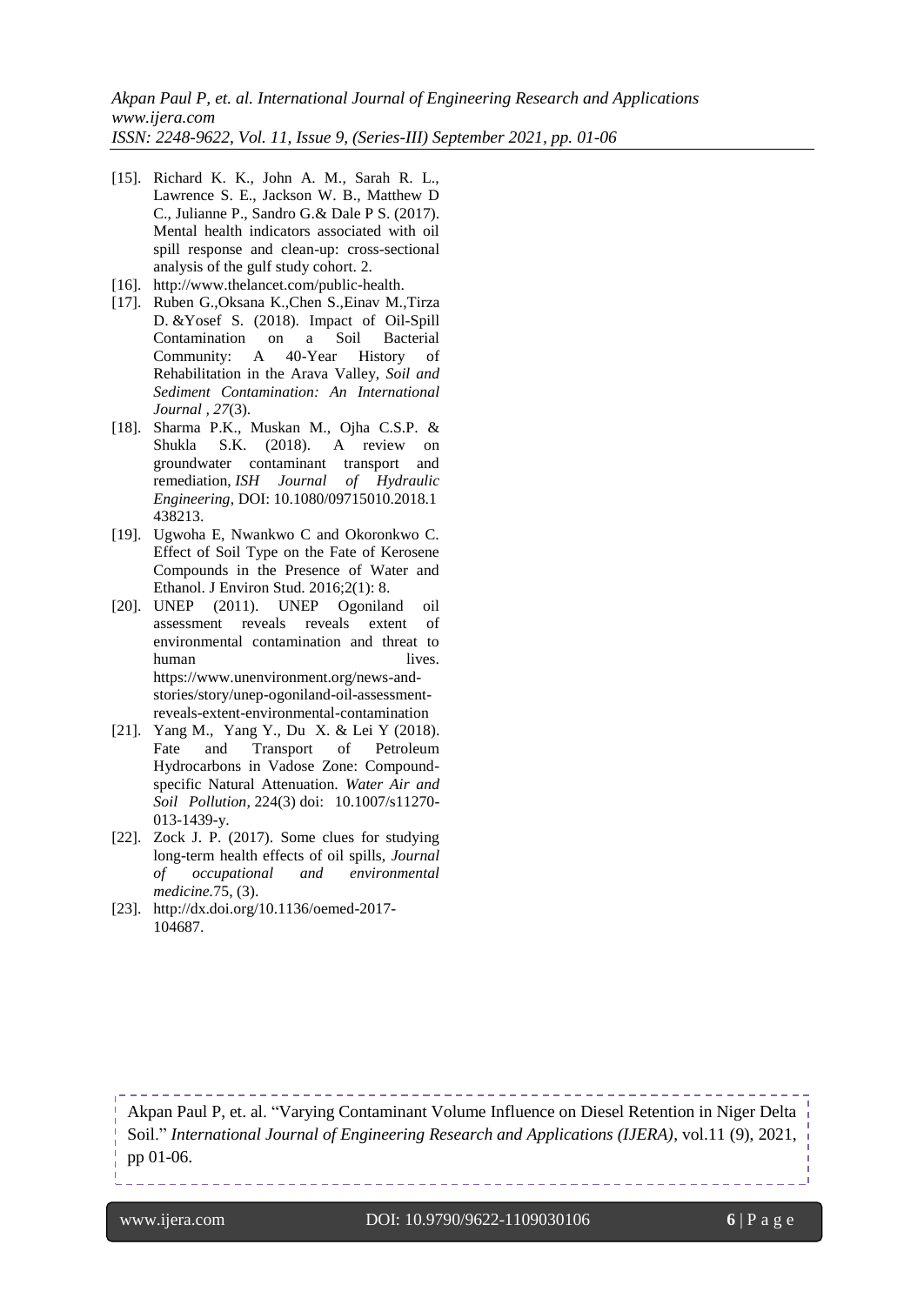[15]. Richard K. K., John A. M., Sarah R. L., Lawrence S. E., Jackson W. B., Matthew D C., Julianne P., Sandro G.& Dale P S. (2017). Mental health indicators associated with oil spill response and clean-up: cross-sectional analysis of the gulf study cohort. 2.

[16]. http://www.thelancet.com/public-health.

[17]. Ruben G.,Oksana K.,Chen S.,Einav M.,Tirza D. &Yosef S. (2018). Impact of Oil-Spill Contamination on a Soil Bacterial Community: A 40-Year History of Rehabilitation in the Arava Valley, *Soil and Sediment Contamination: An International Journal , 27*(3).

[18]. Sharma P.K., Muskan M., Ojha C.S.P. & Shukla S.K. (2018). A review on groundwater contaminant transport and remediation, *ISH Journal of Hydraulic Engineering*, DOI: 10.1080/09715010.2018.1438213.

[19]. Ugwoha E, Nwankwo C and Okoronkwo C. Effect of Soil Type on the Fate of Kerosene Compounds in the Presence of Water and Ethanol. J Environ Stud. 2016;2(1): 8.

[20]. UNEP (2011). UNEP Ogoniland oil assessment reveals reveals extent of environmental contamination and threat to human lives. https://www.unenvironment.org/news-and-stories/story/unep-ogoniland-oil-assessment-reveals-extent-environmental-contamination

[21]. Yang M., Yang Y., Du X. & Lei Y (2018). Fate and Transport of Petroleum Hydrocarbons in Vadose Zone: Compound-specific Natural Attenuation. *Water Air and Soil Pollution,* 224(3) doi: 10.1007/s11270-013-1439-y.

[22]. Zock J. P. (2017). Some clues for studying long-term health effects of oil spills, *Journal of occupational and environmental medicine*.75, (3).

[23]. http://dx.doi.org/10.1136/oemed-2017-104687.

Akpan Paul P, et. al. "Varying Contaminant Volume Influence on Diesel Retention in Niger Delta Soil." *International Journal of Engineering Research and Applications (IJERA)*, vol.11 (9), 2021, pp 01-06.